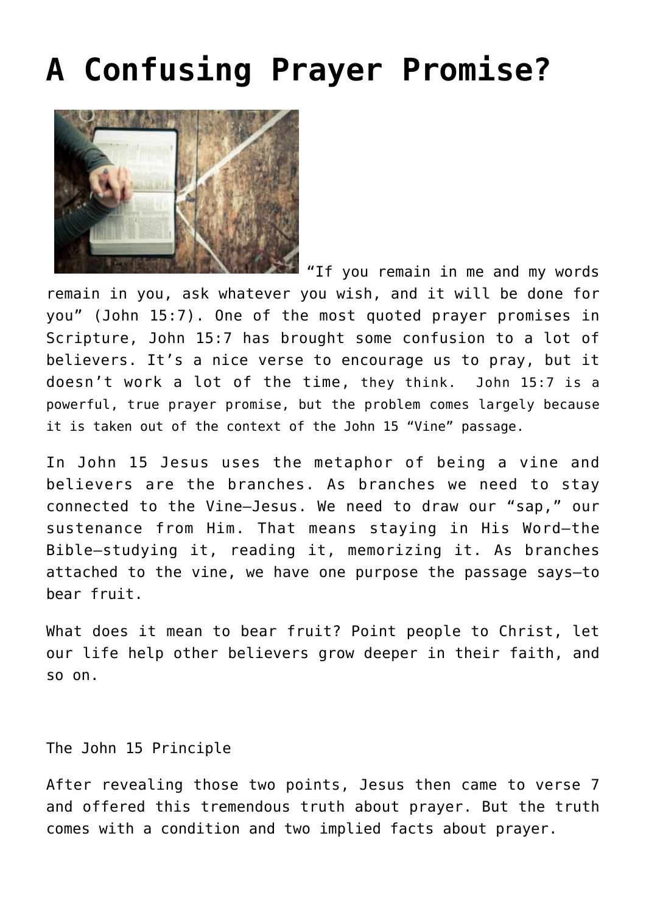# A Confusing Prayer Promise?

"If you remain in me and my words remain in you, ask whatever you wish, and it will be done for you" (John 15:7). One of the most quoted prayer promises in Scripture, John 15:7 has brought some confusion to a lot of believers. It's a nice verse to encourage us to pray, but it doesn't work a lot of the time, they think. John 15:7 is a powerful, true prayer promise, but the problem comes largely because it is taken out of the context of the John 15 "Vine" passage.

In John 15 Jesus uses the metaphor of being a vine and believers are the branches. As branches we need to stay connected to the Vine—Jesus. We need to draw our "sap," our sustenance from Him. That means staying in His Word—the Bible—studying it, reading it, memorizing it. As branches attached to the vine, we have one purpose the passage says—to bear fruit.

What does it mean to bear fruit? Point people to Christ, let our life help other believers grow deeper in their faith, and so on.

The John 15 Principle

After revealing those two points, Jesus then came to verse 7 and offered this tremendous truth about prayer. But the truth comes with a condition and two implied facts about prayer.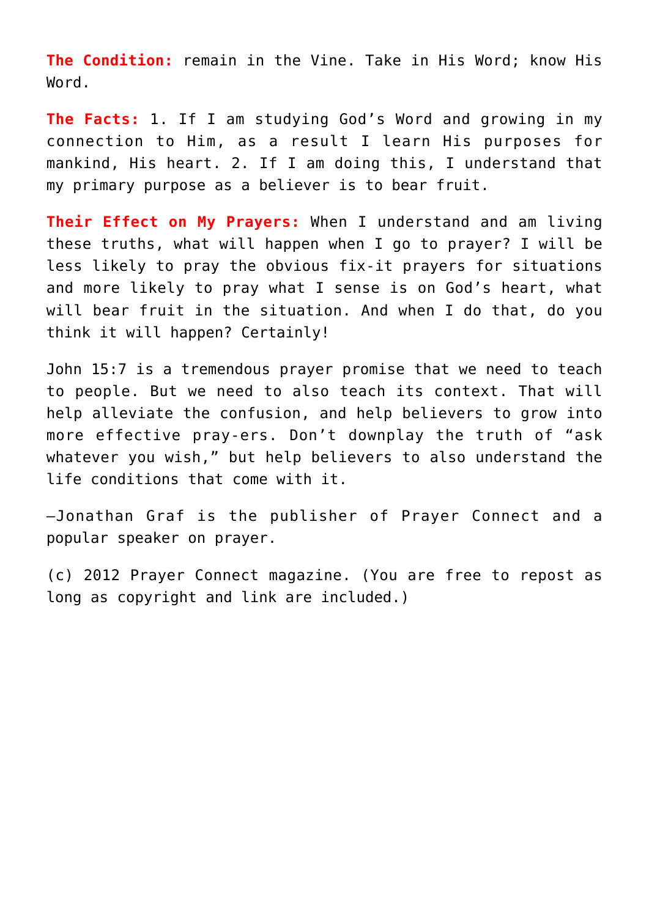**The Condition:** remain in the Vine. Take in His Word; know His Word.

**The Facts:** 1. If I am studying God's Word and growing in my connection to Him, as a result I learn His purposes for mankind, His heart. 2. If I am doing this, I understand that my primary purpose as a believer is to bear fruit.

**Their Effect on My Prayers:** When I understand and am living these truths, what will happen when I go to prayer? I will be less likely to pray the obvious fix-it prayers for situations and more likely to pray what I sense is on God's heart, what will bear fruit in the situation. And when I do that, do you think it will happen? Certainly!

John 15:7 is a tremendous prayer promise that we need to teach to people. But we need to also teach its context. That will help alleviate the confusion, and help believers to grow into more effective pray-ers. Don't downplay the truth of "ask whatever you wish," but help believers to also understand the life conditions that come with it.

—Jonathan Graf is the publisher of Prayer Connect and a popular speaker on prayer.

(c) 2012 Prayer Connect magazine. (You are free to repost as long as copyright and link are included.)